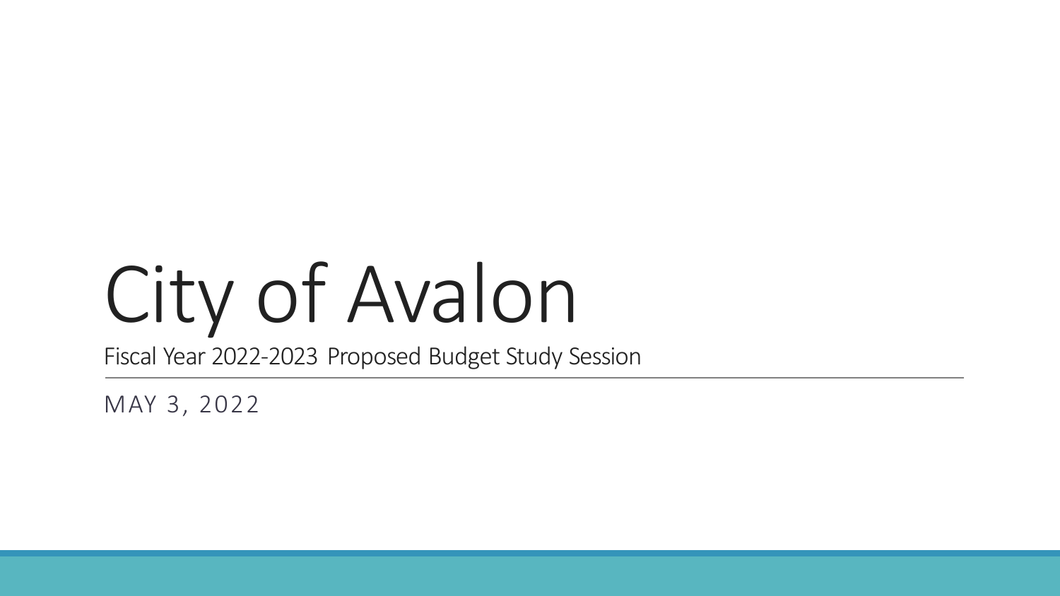# City of Avalon

Fiscal Year 2022-2023 Proposed Budget Study Session

MAY 3, 2022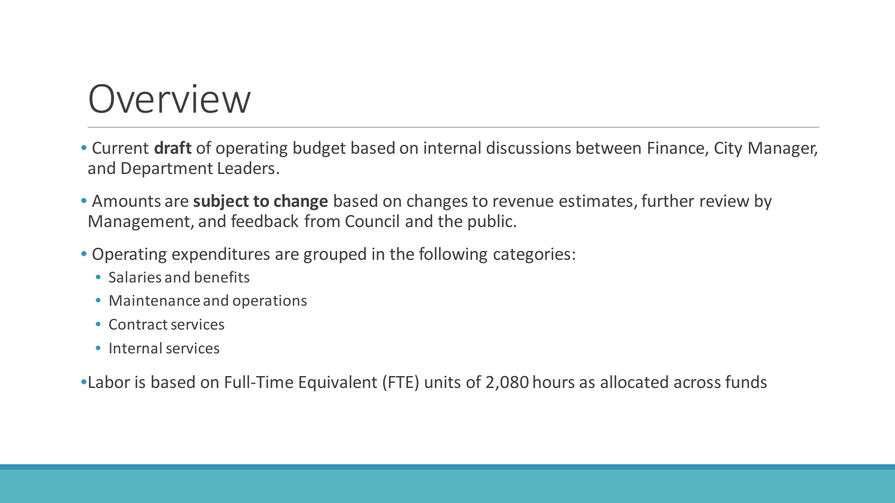# Overview

- Current **draft** of operating budget based on internal discussions between Finance, City Manager, and Department Leaders.
- Amounts are **subject to change** based on changes to revenue estimates, further review by Management, and feedback from Council and the public.
- Operating expenditures are grouped in the following categories:
  - Salaries and benefits
  - Maintenance and operations
  - Contract services
  - Internal services
- Labor is based on Full-Time Equivalent (FTE) units of 2,080 hours as allocated across funds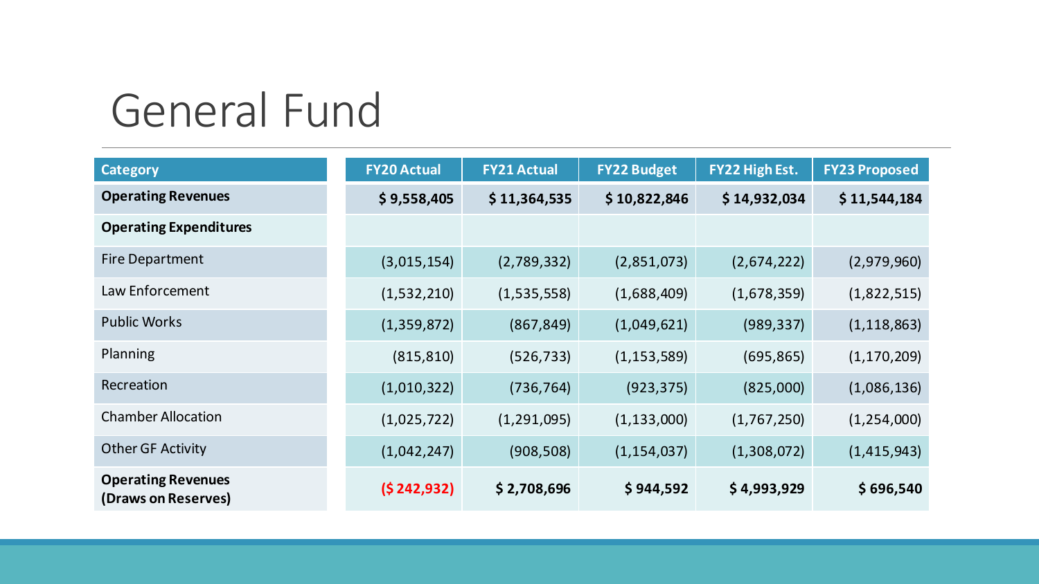# General Fund

| Category | FY20 Actual | FY21 Actual | FY22 Budget | FY22 High Est. | FY23 Proposed |
|---|---|---|---|---|---|
| **Operating Revenues** | **$ 9,558,405** | **$ 11,364,535** | **$ 10,822,846** | **$ 14,932,034** | **$ 11,544,184** |
| **Operating Expenditures** | | | | | |
| Fire Department | (3,015,154) | (2,789,332) | (2,851,073) | (2,674,222) | (2,979,960) |
| Law Enforcement | (1,532,210) | (1,535,558) | (1,688,409) | (1,678,359) | (1,822,515) |
| Public Works | (1,359,872) | (867,849) | (1,049,621) | (989,337) | (1,118,863) |
| Planning | (815,810) | (526,733) | (1,153,589) | (695,865) | (1,170,209) |
| Recreation | (1,010,322) | (736,764) | (923,375) | (825,000) | (1,086,136) |
| Chamber Allocation | (1,025,722) | (1,291,095) | (1,133,000) | (1,767,250) | (1,254,000) |
| Other GF Activity | (1,042,247) | (908,508) | (1,154,037) | (1,308,072) | (1,415,943) |
| **Operating Revenues (Draws on Reserves)** | **($ 242,932)** | **$ 2,708,696** | **$ 944,592** | **$ 4,993,929** | **$ 696,540** |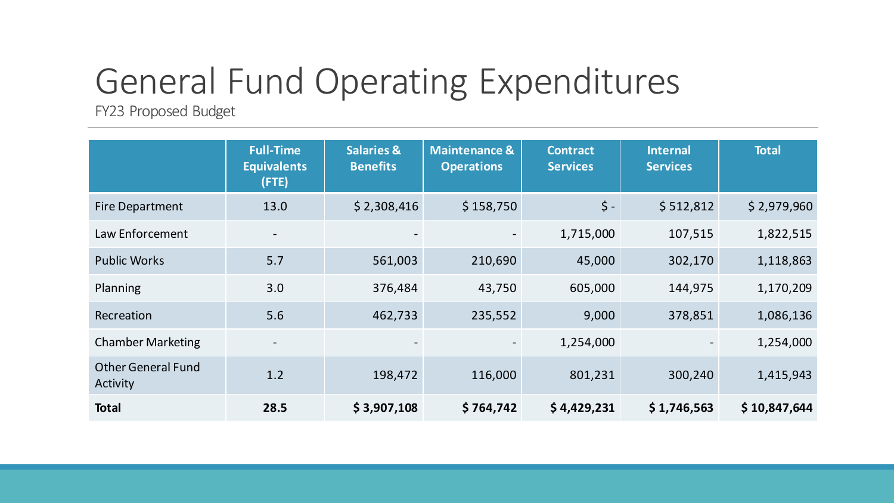# General Fund Operating Expenditures

FY23 Proposed Budget

| | Full-Time Equivalents (FTE) | Salaries & Benefits | Maintenance & Operations | Contract Services | Internal Services | Total |
|---|---|---|---|---|---|---|
| Fire Department | 13.0 | $ 2,308,416 | $ 158,750 | $ - | $ 512,812 | $ 2,979,960 |
| Law Enforcement | - | - | - | 1,715,000 | 107,515 | 1,822,515 |
| Public Works | 5.7 | 561,003 | 210,690 | 45,000 | 302,170 | 1,118,863 |
| Planning | 3.0 | 376,484 | 43,750 | 605,000 | 144,975 | 1,170,209 |
| Recreation | 5.6 | 462,733 | 235,552 | 9,000 | 378,851 | 1,086,136 |
| Chamber Marketing | - | - | - | 1,254,000 | - | 1,254,000 |
| Other General Fund Activity | 1.2 | 198,472 | 116,000 | 801,231 | 300,240 | 1,415,943 |
| **Total** | **28.5** | **$ 3,907,108** | **$ 764,742** | **$ 4,429,231** | **$ 1,746,563** | **$ 10,847,644** |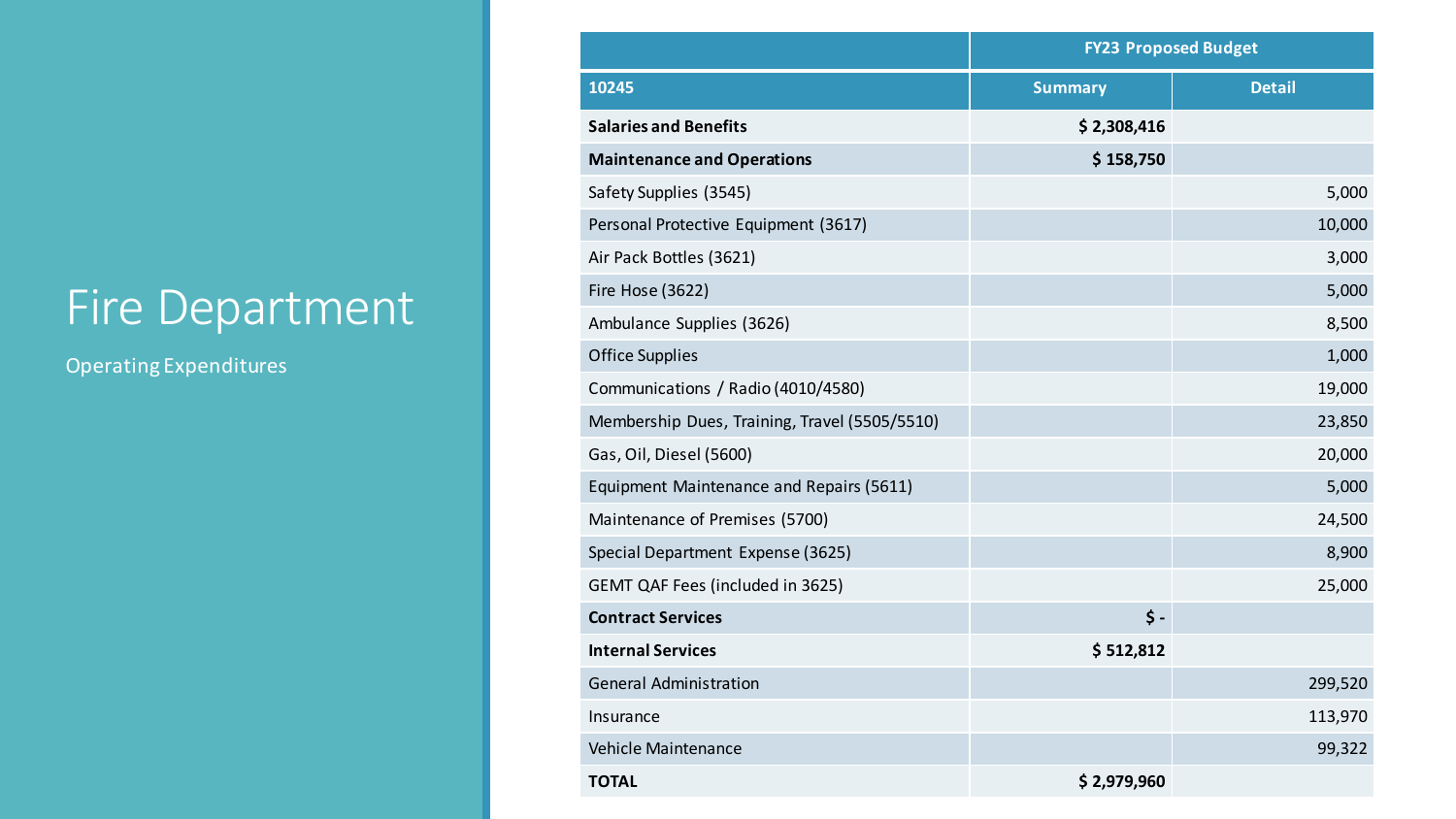# Fire Department

Operating Expenditures

| | FY23 Proposed Budget | |
|---|---|---|
| **10245** | **Summary** | **Detail** |
| **Salaries and Benefits** | **$ 2,308,416** | |
| **Maintenance and Operations** | **$ 158,750** | |
| Safety Supplies (3545) | | 5,000 |
| Personal Protective Equipment (3617) | | 10,000 |
| Air Pack Bottles (3621) | | 3,000 |
| Fire Hose (3622) | | 5,000 |
| Ambulance Supplies (3626) | | 8,500 |
| Office Supplies | | 1,000 |
| Communications / Radio (4010/4580) | | 19,000 |
| Membership Dues, Training, Travel (5505/5510) | | 23,850 |
| Gas, Oil, Diesel (5600) | | 20,000 |
| Equipment Maintenance and Repairs (5611) | | 5,000 |
| Maintenance of Premises (5700) | | 24,500 |
| Special Department Expense (3625) | | 8,900 |
| GEMT QAF Fees (included in 3625) | | 25,000 |
| **Contract Services** | **$ -** | |
| **Internal Services** | **$ 512,812** | |
| General Administration | | 299,520 |
| Insurance | | 113,970 |
| Vehicle Maintenance | | 99,322 |
| **TOTAL** | **$ 2,979,960** | |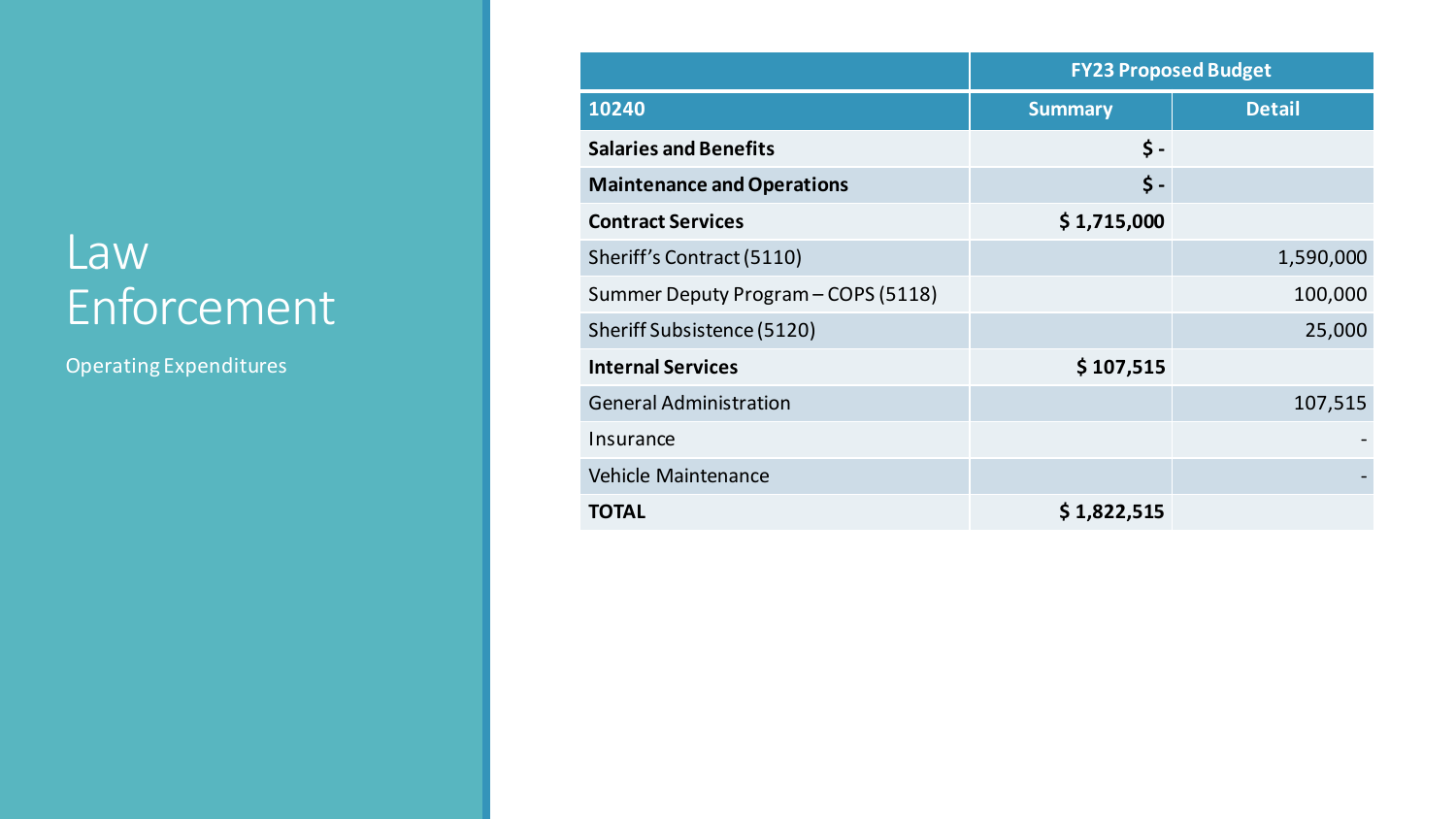# Law Enforcement

Operating Expenditures

| | FY23 Proposed Budget | |
|---|---|---|
| **10240** | **Summary** | **Detail** |
| **Salaries and Benefits** | **$ -** | |
| **Maintenance and Operations** | **$ -** | |
| **Contract Services** | **$ 1,715,000** | |
| Sheriff's Contract (5110) | | 1,590,000 |
| Summer Deputy Program – COPS (5118) | | 100,000 |
| Sheriff Subsistence (5120) | | 25,000 |
| **Internal Services** | **$ 107,515** | |
| General Administration | | 107,515 |
| Insurance | | - |
| Vehicle Maintenance | | - |
| **TOTAL** | **$ 1,822,515** | |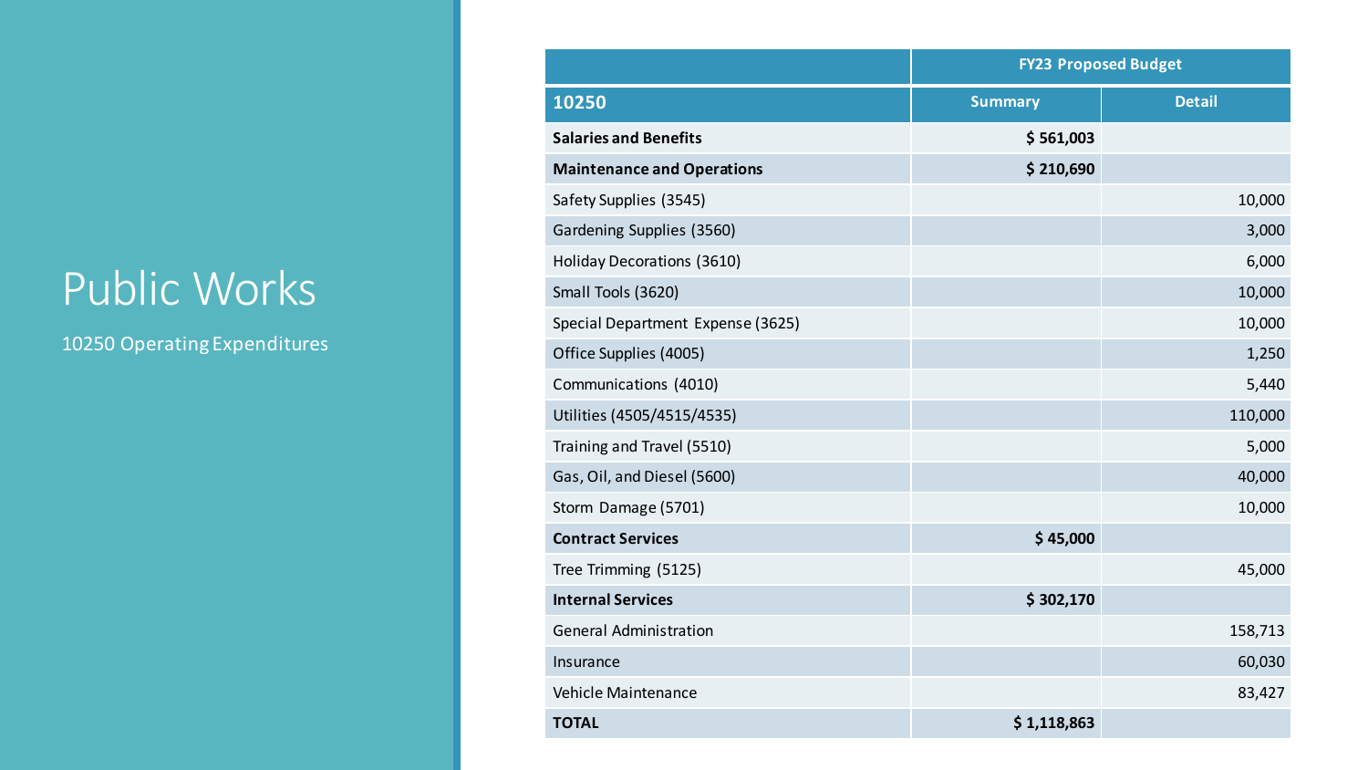# Public Works

10250 Operating Expenditures

| | FY23 Proposed Budget | |
|---|---|---|
| **10250** | **Summary** | **Detail** |
| **Salaries and Benefits** | **$ 561,003** | |
| **Maintenance and Operations** | **$ 210,690** | |
| Safety Supplies (3545) | | 10,000 |
| Gardening Supplies (3560) | | 3,000 |
| Holiday Decorations (3610) | | 6,000 |
| Small Tools (3620) | | 10,000 |
| Special Department Expense (3625) | | 10,000 |
| Office Supplies (4005) | | 1,250 |
| Communications (4010) | | 5,440 |
| Utilities (4505/4515/4535) | | 110,000 |
| Training and Travel (5510) | | 5,000 |
| Gas, Oil, and Diesel (5600) | | 40,000 |
| Storm Damage (5701) | | 10,000 |
| **Contract Services** | **$ 45,000** | |
| Tree Trimming (5125) | | 45,000 |
| **Internal Services** | **$ 302,170** | |
| General Administration | | 158,713 |
| Insurance | | 60,030 |
| Vehicle Maintenance | | 83,427 |
| **TOTAL** | **$ 1,118,863** | |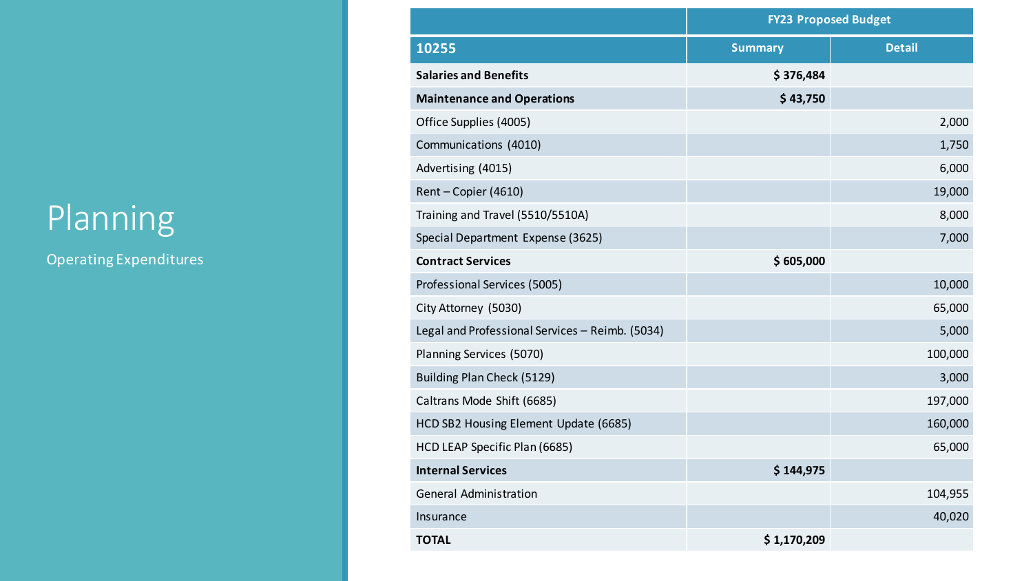# Planning

Operating Expenditures

| | FY23 Proposed Budget | |
|---|---|---|
| **10255** | **Summary** | **Detail** |
| **Salaries and Benefits** | **$ 376,484** | |
| **Maintenance and Operations** | **$ 43,750** | |
| Office Supplies (4005) | | 2,000 |
| Communications (4010) | | 1,750 |
| Advertising (4015) | | 6,000 |
| Rent – Copier (4610) | | 19,000 |
| Training and Travel (5510/5510A) | | 8,000 |
| Special Department Expense (3625) | | 7,000 |
| **Contract Services** | **$ 605,000** | |
| Professional Services (5005) | | 10,000 |
| City Attorney (5030) | | 65,000 |
| Legal and Professional Services – Reimb. (5034) | | 5,000 |
| Planning Services (5070) | | 100,000 |
| Building Plan Check (5129) | | 3,000 |
| Caltrans Mode Shift (6685) | | 197,000 |
| HCD SB2 Housing Element Update (6685) | | 160,000 |
| HCD LEAP Specific Plan (6685) | | 65,000 |
| **Internal Services** | **$ 144,975** | |
| General Administration | | 104,955 |
| Insurance | | 40,020 |
| **TOTAL** | **$ 1,170,209** | |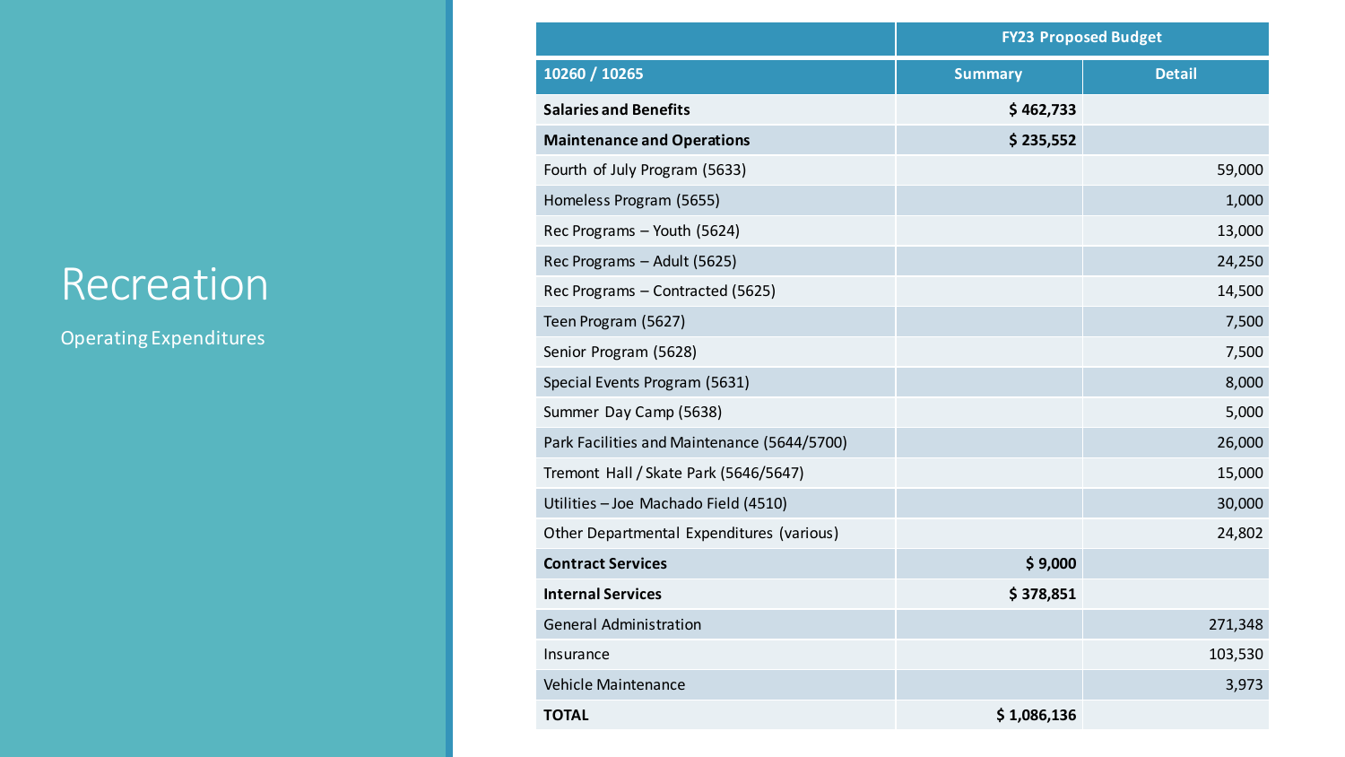# Recreation

Operating Expenditures

| | FY23 Proposed Budget | |
|---|---|---|
| **10260 / 10265** | **Summary** | **Detail** |
| **Salaries and Benefits** | **$ 462,733** | |
| **Maintenance and Operations** | **$ 235,552** | |
| Fourth of July Program (5633) | | 59,000 |
| Homeless Program (5655) | | 1,000 |
| Rec Programs – Youth (5624) | | 13,000 |
| Rec Programs – Adult (5625) | | 24,250 |
| Rec Programs – Contracted (5625) | | 14,500 |
| Teen Program (5627) | | 7,500 |
| Senior Program (5628) | | 7,500 |
| Special Events Program (5631) | | 8,000 |
| Summer Day Camp (5638) | | 5,000 |
| Park Facilities and Maintenance (5644/5700) | | 26,000 |
| Tremont Hall / Skate Park (5646/5647) | | 15,000 |
| Utilities – Joe Machado Field (4510) | | 30,000 |
| Other Departmental Expenditures (various) | | 24,802 |
| **Contract Services** | **$ 9,000** | |
| **Internal Services** | **$ 378,851** | |
| General Administration | | 271,348 |
| Insurance | | 103,530 |
| Vehicle Maintenance | | 3,973 |
| **TOTAL** | **$ 1,086,136** | |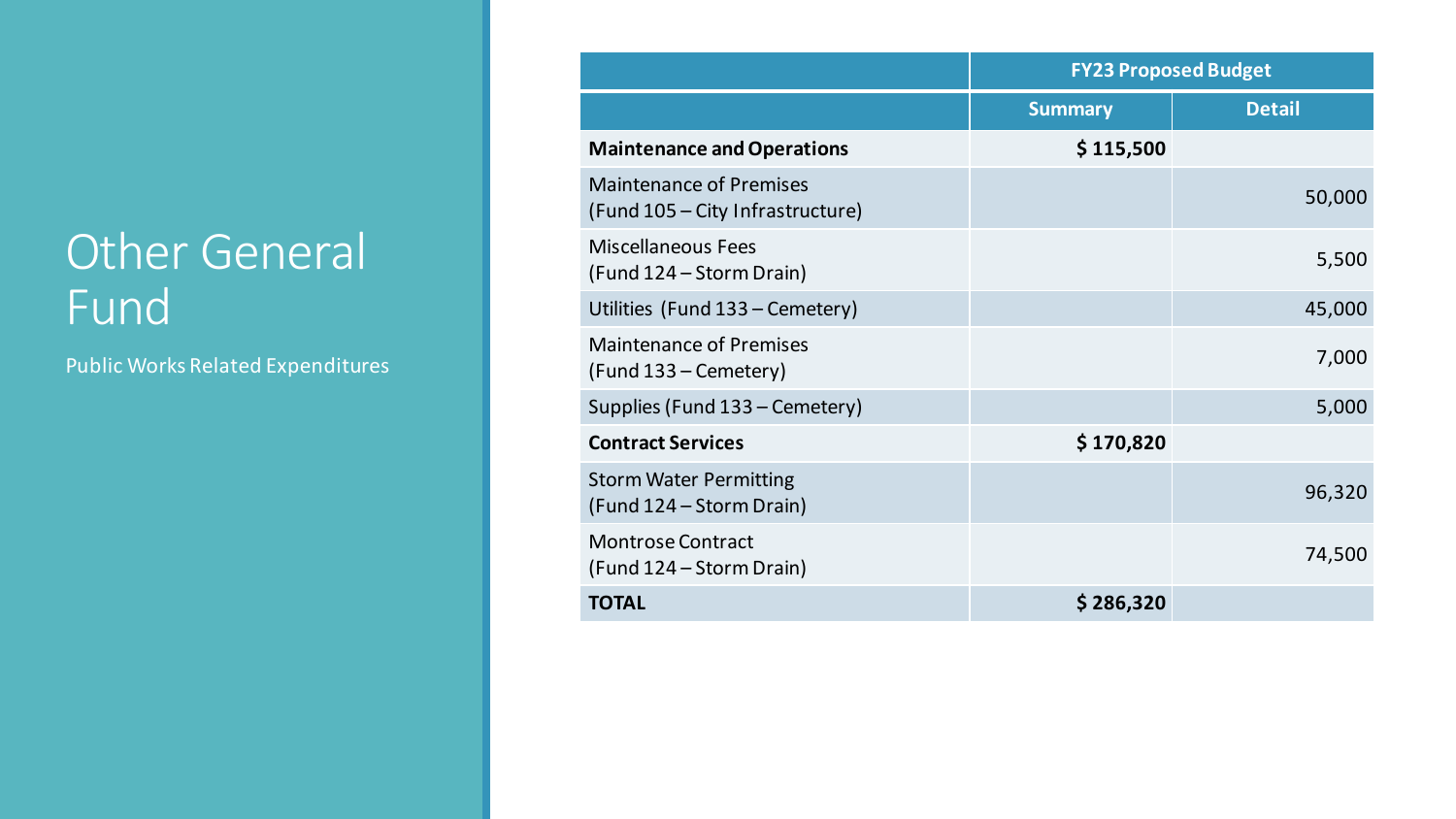# Other General Fund

Public Works Related Expenditures

| | FY23 Proposed Budget | |
|---|---|---|
| | **Summary** | **Detail** |
| **Maintenance and Operations** | **$ 115,500** | |
| Maintenance of Premises (Fund 105 – City Infrastructure) | | 50,000 |
| Miscellaneous Fees (Fund 124 – Storm Drain) | | 5,500 |
| Utilities (Fund 133 – Cemetery) | | 45,000 |
| Maintenance of Premises (Fund 133 – Cemetery) | | 7,000 |
| Supplies (Fund 133 – Cemetery) | | 5,000 |
| **Contract Services** | **$ 170,820** | |
| Storm Water Permitting (Fund 124 – Storm Drain) | | 96,320 |
| Montrose Contract (Fund 124 – Storm Drain) | | 74,500 |
| **TOTAL** | **$ 286,320** | |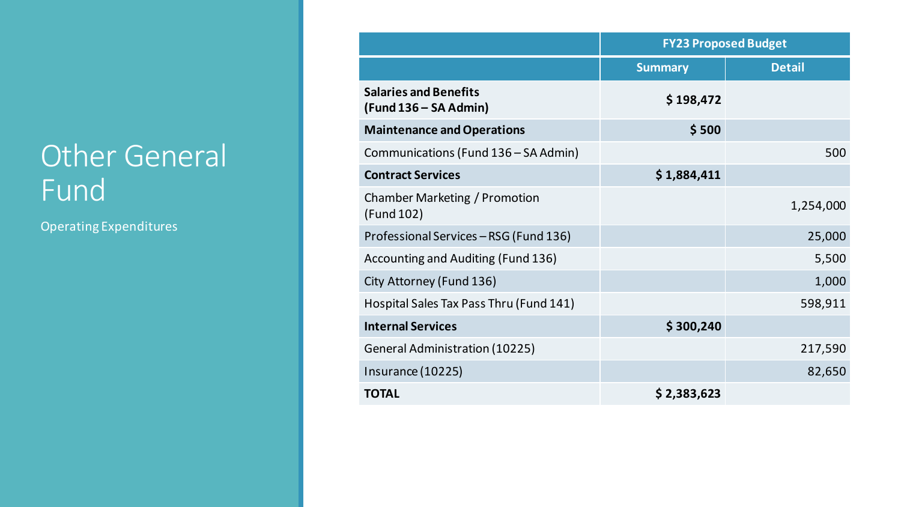# Other General Fund

Operating Expenditures

| | FY23 Proposed Budget | |
|---|---|---|
| | **Summary** | **Detail** |
| **Salaries and Benefits (Fund 136 – SA Admin)** | **$ 198,472** | |
| **Maintenance and Operations** | **$ 500** | |
| Communications (Fund 136 – SA Admin) | | 500 |
| **Contract Services** | **$ 1,884,411** | |
| Chamber Marketing / Promotion (Fund 102) | | 1,254,000 |
| Professional Services – RSG (Fund 136) | | 25,000 |
| Accounting and Auditing (Fund 136) | | 5,500 |
| City Attorney (Fund 136) | | 1,000 |
| Hospital Sales Tax Pass Thru (Fund 141) | | 598,911 |
| **Internal Services** | **$ 300,240** | |
| General Administration (10225) | | 217,590 |
| Insurance (10225) | | 82,650 |
| **TOTAL** | **$ 2,383,623** | |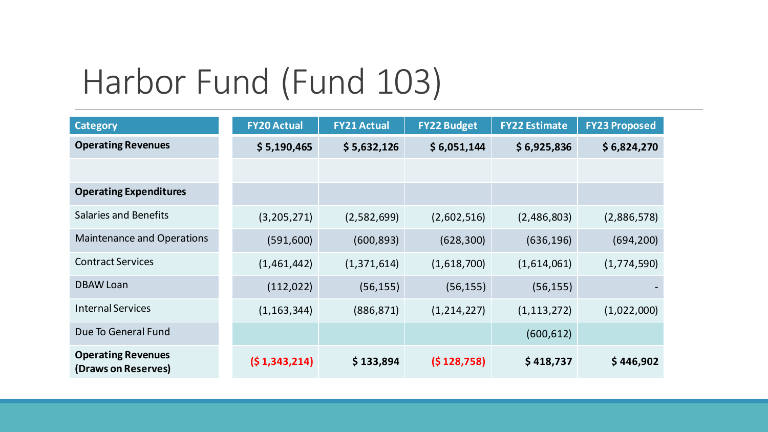# Harbor Fund (Fund 103)

| Category | FY20 Actual | FY21 Actual | FY22 Budget | FY22 Estimate | FY23 Proposed |
|---|---|---|---|---|---|
| **Operating Revenues** | **$ 5,190,465** | **$ 5,632,126** | **$ 6,051,144** | **$ 6,925,836** | **$ 6,824,270** |
| | | | | | |
| **Operating Expenditures** | | | | | |
| Salaries and Benefits | (3,205,271) | (2,582,699) | (2,602,516) | (2,486,803) | (2,886,578) |
| Maintenance and Operations | (591,600) | (600,893) | (628,300) | (636,196) | (694,200) |
| Contract Services | (1,461,442) | (1,371,614) | (1,618,700) | (1,614,061) | (1,774,590) |
| DBAW Loan | (112,022) | (56,155) | (56,155) | (56,155) | - |
| Internal Services | (1,163,344) | (886,871) | (1,214,227) | (1,113,272) | (1,022,000) |
| Due To General Fund | | | | (600,612) | |
| **Operating Revenues (Draws on Reserves)** | **($ 1,343,214)** | **$ 133,894** | **($ 128,758)** | **$ 418,737** | **$ 446,902** |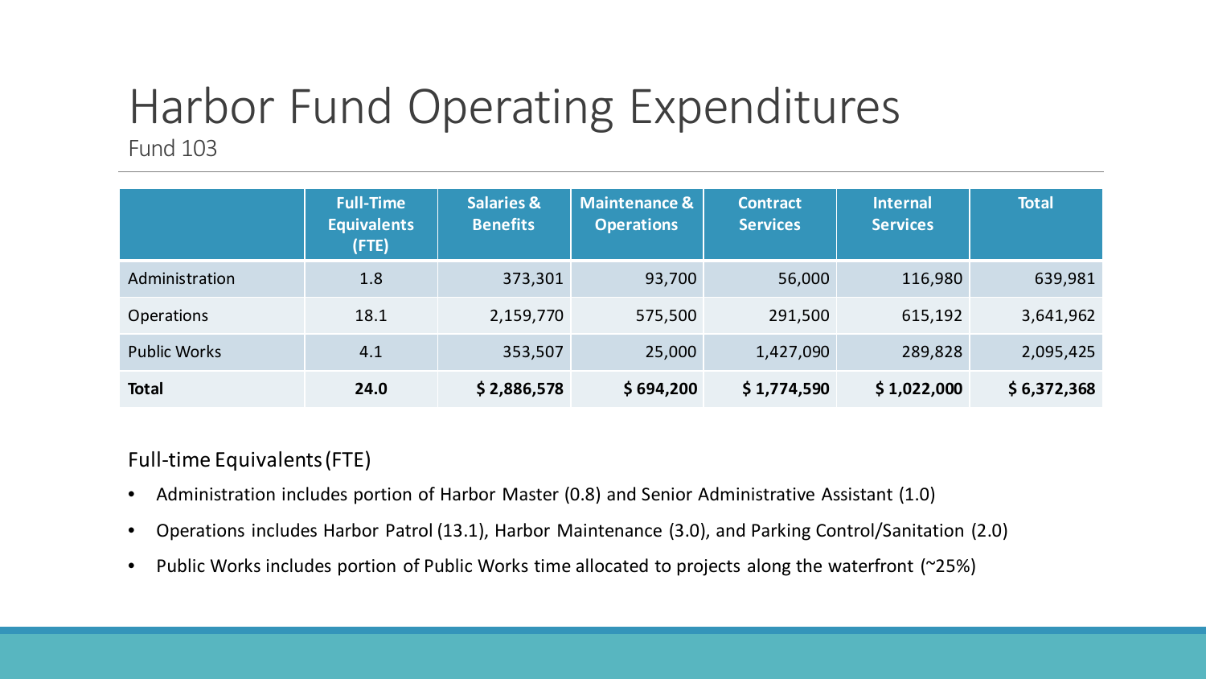# Harbor Fund Operating Expenditures

Fund 103

| | Full-Time Equivalents (FTE) | Salaries & Benefits | Maintenance & Operations | Contract Services | Internal Services | Total |
|---|---|---|---|---|---|---|
| Administration | 1.8 | 373,301 | 93,700 | 56,000 | 116,980 | 639,981 |
| Operations | 18.1 | 2,159,770 | 575,500 | 291,500 | 615,192 | 3,641,962 |
| Public Works | 4.1 | 353,507 | 25,000 | 1,427,090 | 289,828 | 2,095,425 |
| **Total** | **24.0** | **$ 2,886,578** | **$ 694,200** | **$ 1,774,590** | **$ 1,022,000** | **$ 6,372,368** |

Full-time Equivalents (FTE)

- Administration includes portion of Harbor Master (0.8) and Senior Administrative Assistant (1.0)
- Operations includes Harbor Patrol (13.1), Harbor Maintenance (3.0), and Parking Control/Sanitation (2.0)
- Public Works includes portion of Public Works time allocated to projects along the waterfront (~25%)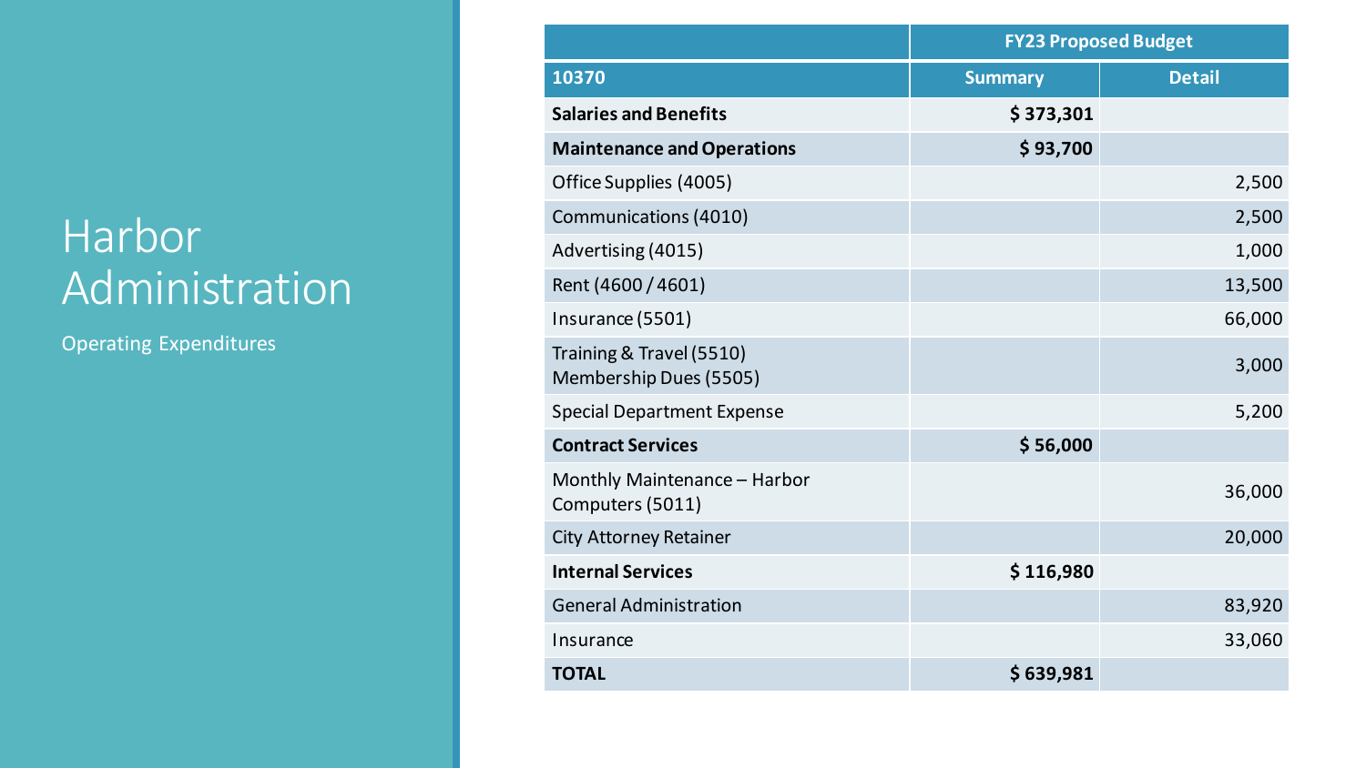# Harbor Administration

Operating Expenditures

| | FY23 Proposed Budget | |
|---|---|---|
| **10370** | **Summary** | **Detail** |
| **Salaries and Benefits** | **$ 373,301** | |
| **Maintenance and Operations** | **$ 93,700** | |
| Office Supplies (4005) | | 2,500 |
| Communications (4010) | | 2,500 |
| Advertising (4015) | | 1,000 |
| Rent (4600 / 4601) | | 13,500 |
| Insurance (5501) | | 66,000 |
| Training & Travel (5510) Membership Dues (5505) | | 3,000 |
| Special Department Expense | | 5,200 |
| **Contract Services** | **$ 56,000** | |
| Monthly Maintenance – Harbor Computers (5011) | | 36,000 |
| City Attorney Retainer | | 20,000 |
| **Internal Services** | **$ 116,980** | |
| General Administration | | 83,920 |
| Insurance | | 33,060 |
| **TOTAL** | **$ 639,981** | |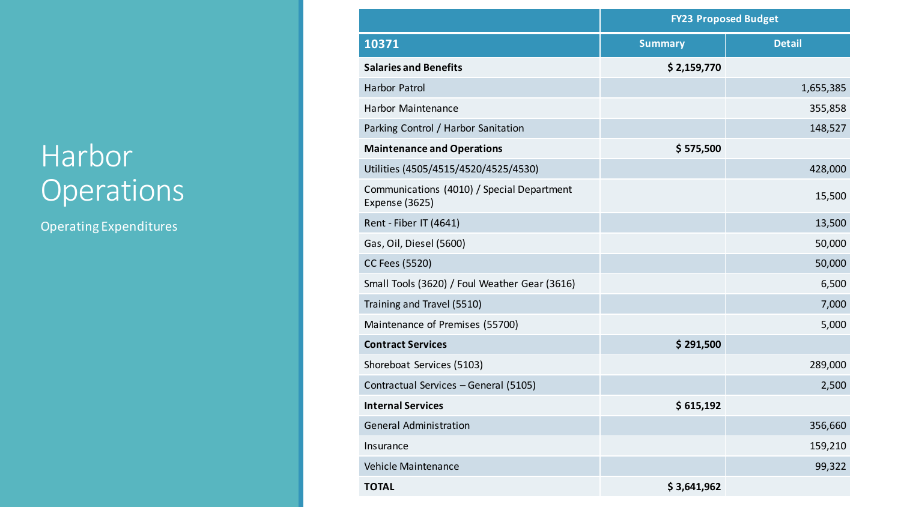# Harbor Operations

Operating Expenditures

| | FY23 Proposed Budget | |
|---|---|---|
| **10371** | **Summary** | **Detail** |
| **Salaries and Benefits** | **$ 2,159,770** | |
| Harbor Patrol | | 1,655,385 |
| Harbor Maintenance | | 355,858 |
| Parking Control / Harbor Sanitation | | 148,527 |
| **Maintenance and Operations** | **$ 575,500** | |
| Utilities (4505/4515/4520/4525/4530) | | 428,000 |
| Communications (4010) / Special Department Expense (3625) | | 15,500 |
| Rent - Fiber IT (4641) | | 13,500 |
| Gas, Oil, Diesel (5600) | | 50,000 |
| CC Fees (5520) | | 50,000 |
| Small Tools (3620) / Foul Weather Gear (3616) | | 6,500 |
| Training and Travel (5510) | | 7,000 |
| Maintenance of Premises (55700) | | 5,000 |
| **Contract Services** | **$ 291,500** | |
| Shoreboat Services (5103) | | 289,000 |
| Contractual Services – General (5105) | | 2,500 |
| **Internal Services** | **$ 615,192** | |
| General Administration | | 356,660 |
| Insurance | | 159,210 |
| Vehicle Maintenance | | 99,322 |
| **TOTAL** | **$ 3,641,962** | |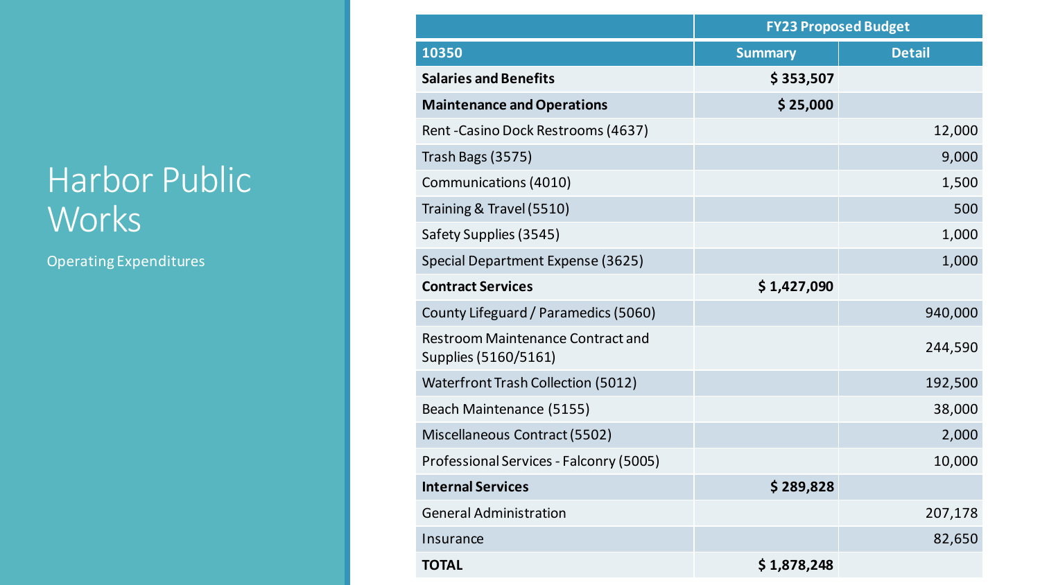# Harbor Public Works

Operating Expenditures

| | FY23 Proposed Budget | |
|---|---|---|
| **10350** | **Summary** | **Detail** |
| **Salaries and Benefits** | **$ 353,507** | |
| **Maintenance and Operations** | **$ 25,000** | |
| Rent -Casino Dock Restrooms (4637) | | 12,000 |
| Trash Bags (3575) | | 9,000 |
| Communications (4010) | | 1,500 |
| Training & Travel (5510) | | 500 |
| Safety Supplies (3545) | | 1,000 |
| Special Department Expense (3625) | | 1,000 |
| **Contract Services** | **$ 1,427,090** | |
| County Lifeguard / Paramedics (5060) | | 940,000 |
| Restroom Maintenance Contract and Supplies (5160/5161) | | 244,590 |
| Waterfront Trash Collection (5012) | | 192,500 |
| Beach Maintenance (5155) | | 38,000 |
| Miscellaneous Contract (5502) | | 2,000 |
| Professional Services - Falconry (5005) | | 10,000 |
| **Internal Services** | **$ 289,828** | |
| General Administration | | 207,178 |
| Insurance | | 82,650 |
| **TOTAL** | **$ 1,878,248** | |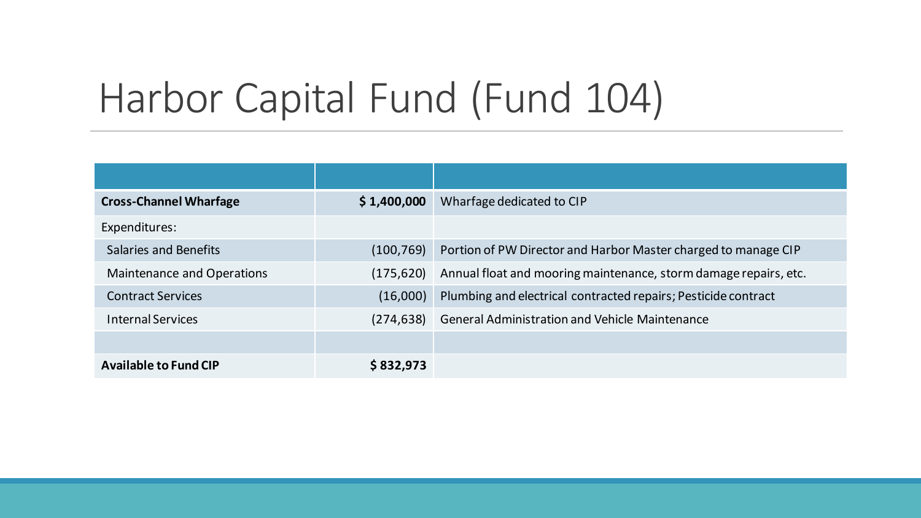# Harbor Capital Fund (Fund 104)

| | | |
|---|---:|---|
| **Cross-Channel Wharfage** | **$ 1,400,000** | Wharfage dedicated to CIP |
| Expenditures: | | |
| Salaries and Benefits | (100,769) | Portion of PW Director and Harbor Master charged to manage CIP |
| Maintenance and Operations | (175,620) | Annual float and mooring maintenance, storm damage repairs, etc. |
| Contract Services | (16,000) | Plumbing and electrical contracted repairs; Pesticide contract |
| Internal Services | (274,638) | General Administration and Vehicle Maintenance |
| | | |
| **Available to Fund CIP** | **$ 832,973** | |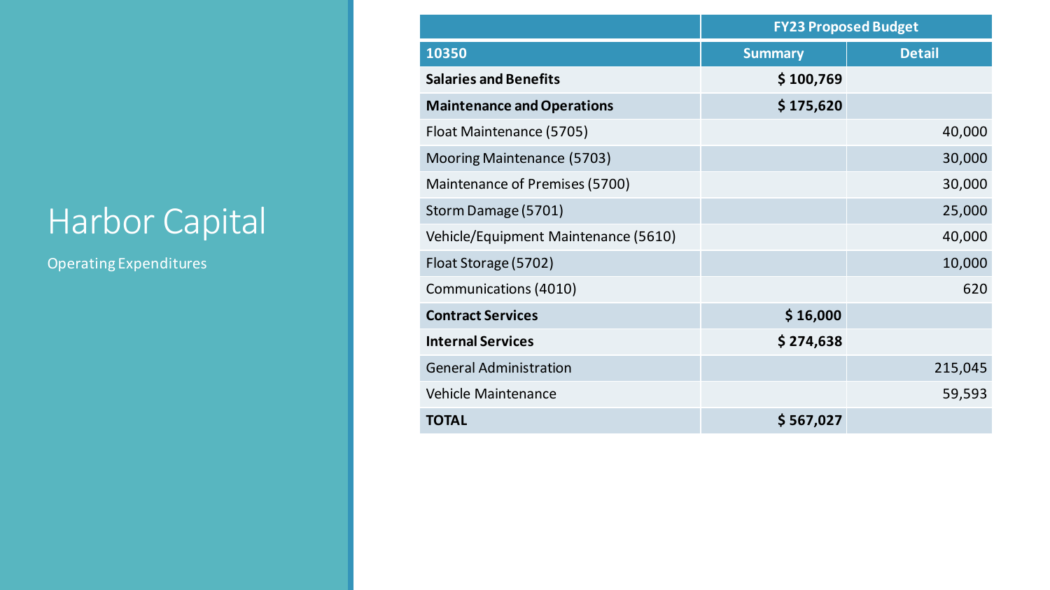# Harbor Capital

Operating Expenditures

| | FY23 Proposed Budget | |
|---|---|---|
| **10350** | **Summary** | **Detail** |
| **Salaries and Benefits** | **$ 100,769** | |
| **Maintenance and Operations** | **$ 175,620** | |
| Float Maintenance (5705) | | 40,000 |
| Mooring Maintenance (5703) | | 30,000 |
| Maintenance of Premises (5700) | | 30,000 |
| Storm Damage (5701) | | 25,000 |
| Vehicle/Equipment Maintenance (5610) | | 40,000 |
| Float Storage (5702) | | 10,000 |
| Communications (4010) | | 620 |
| **Contract Services** | **$ 16,000** | |
| **Internal Services** | **$ 274,638** | |
| General Administration | | 215,045 |
| Vehicle Maintenance | | 59,593 |
| **TOTAL** | **$ 567,027** | |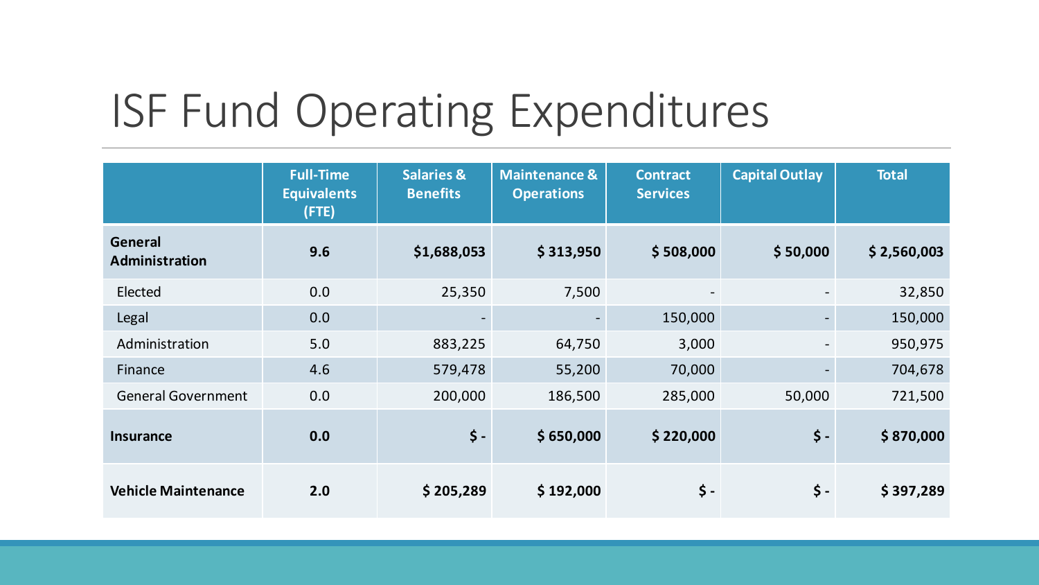# ISF Fund Operating Expenditures

| | Full-Time Equivalents (FTE) | Salaries & Benefits | Maintenance & Operations | Contract Services | Capital Outlay | Total |
|---|---|---|---|---|---|---|
| **General Administration** | **9.6** | **$1,688,053** | **$ 313,950** | **$ 508,000** | **$ 50,000** | **$ 2,560,003** |
| Elected | 0.0 | 25,350 | 7,500 | - | - | 32,850 |
| Legal | 0.0 | - | - | 150,000 | - | 150,000 |
| Administration | 5.0 | 883,225 | 64,750 | 3,000 | - | 950,975 |
| Finance | 4.6 | 579,478 | 55,200 | 70,000 | - | 704,678 |
| General Government | 0.0 | 200,000 | 186,500 | 285,000 | 50,000 | 721,500 |
| **Insurance** | **0.0** | **$ -** | **$ 650,000** | **$ 220,000** | **$ -** | **$ 870,000** |
| **Vehicle Maintenance** | **2.0** | **$ 205,289** | **$ 192,000** | **$ -** | **$ -** | **$ 397,289** |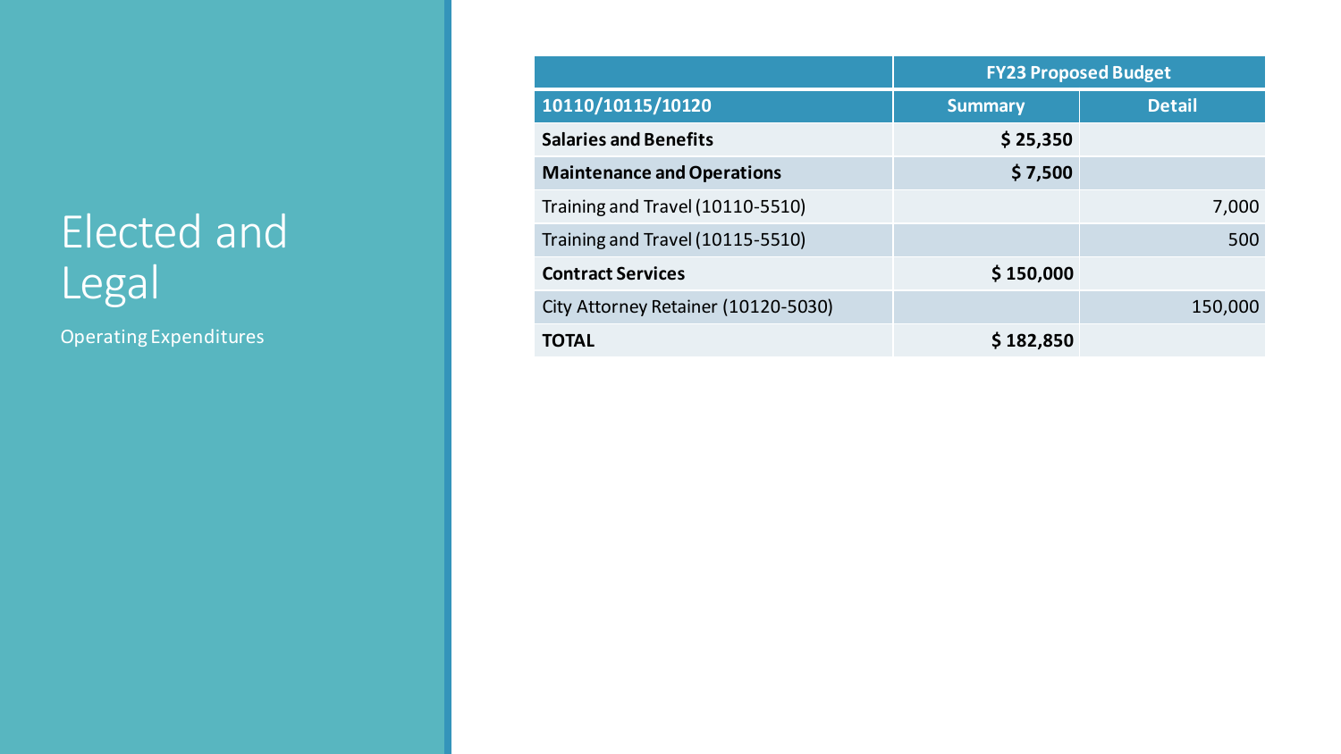# Elected and Legal

Operating Expenditures

| | FY23 Proposed Budget | |
|---|---|---|
| **10110/10115/10120** | **Summary** | **Detail** |
| **Salaries and Benefits** | **$ 25,350** | |
| **Maintenance and Operations** | **$ 7,500** | |
| Training and Travel (10110-5510) | | 7,000 |
| Training and Travel (10115-5510) | | 500 |
| **Contract Services** | **$ 150,000** | |
| City Attorney Retainer (10120-5030) | | 150,000 |
| **TOTAL** | **$ 182,850** | |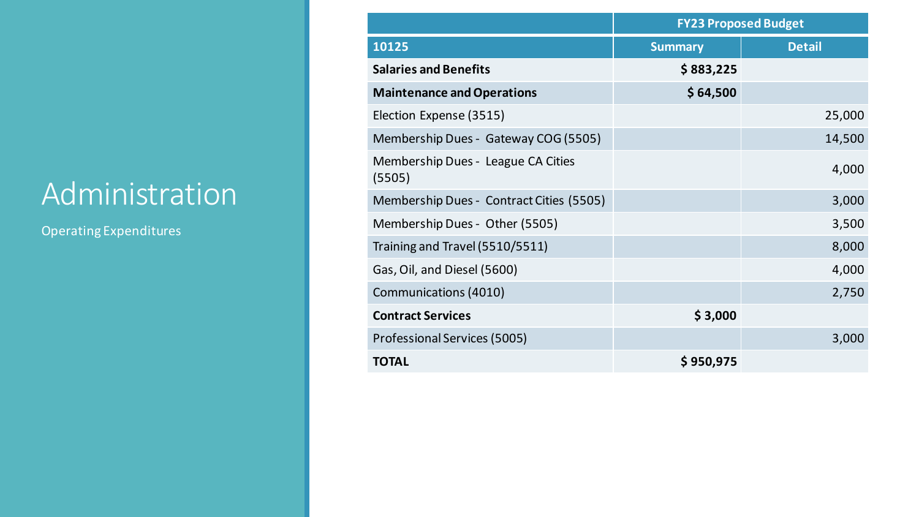# Administration

Operating Expenditures

| | FY23 Proposed Budget | |
|---|---|---|
| **10125** | **Summary** | **Detail** |
| **Salaries and Benefits** | **$ 883,225** | |
| **Maintenance and Operations** | **$ 64,500** | |
| Election Expense (3515) | | 25,000 |
| Membership Dues - Gateway COG (5505) | | 14,500 |
| Membership Dues - League CA Cities (5505) | | 4,000 |
| Membership Dues - Contract Cities (5505) | | 3,000 |
| Membership Dues - Other (5505) | | 3,500 |
| Training and Travel (5510/5511) | | 8,000 |
| Gas, Oil, and Diesel (5600) | | 4,000 |
| Communications (4010) | | 2,750 |
| **Contract Services** | **$ 3,000** | |
| Professional Services (5005) | | 3,000 |
| **TOTAL** | **$ 950,975** | |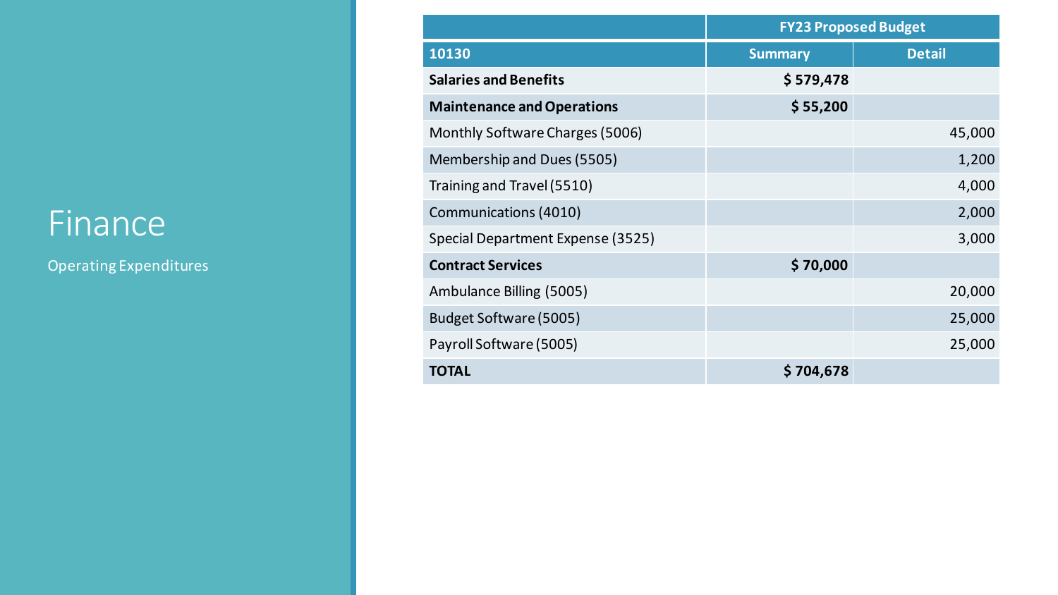# Finance

Operating Expenditures

| | FY23 Proposed Budget | |
|---|---|---|
| **10130** | **Summary** | **Detail** |
| **Salaries and Benefits** | **$ 579,478** | |
| **Maintenance and Operations** | **$ 55,200** | |
| Monthly Software Charges (5006) | | 45,000 |
| Membership and Dues (5505) | | 1,200 |
| Training and Travel (5510) | | 4,000 |
| Communications (4010) | | 2,000 |
| Special Department Expense (3525) | | 3,000 |
| **Contract Services** | **$ 70,000** | |
| Ambulance Billing (5005) | | 20,000 |
| Budget Software (5005) | | 25,000 |
| Payroll Software (5005) | | 25,000 |
| **TOTAL** | **$ 704,678** | |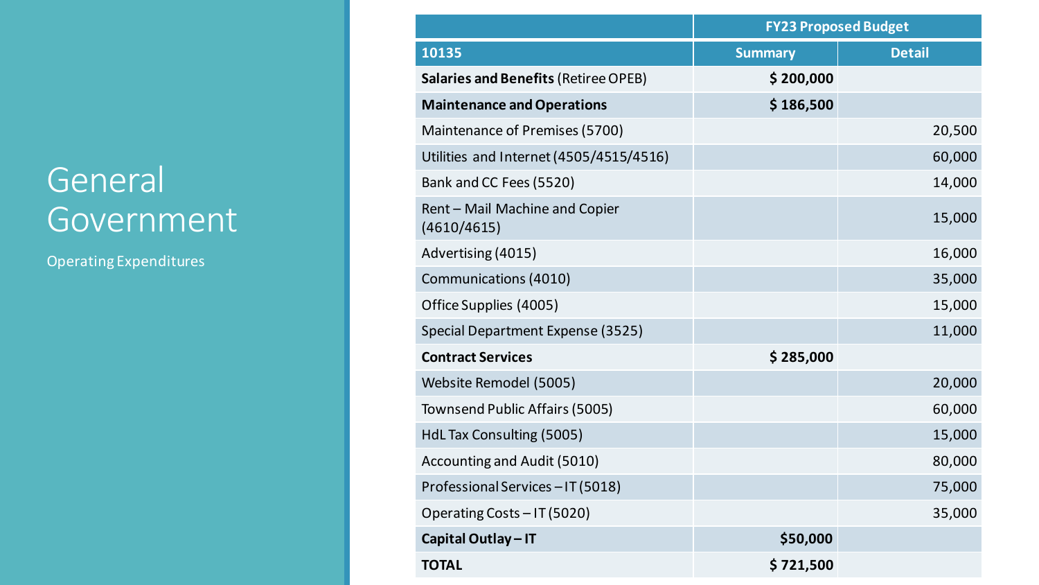# General Government

Operating Expenditures

| | FY23 Proposed Budget | |
|---|---|---|
| **10135** | **Summary** | **Detail** |
| **Salaries and Benefits** (Retiree OPEB) | **$ 200,000** | |
| **Maintenance and Operations** | **$ 186,500** | |
| Maintenance of Premises (5700) | | 20,500 |
| Utilities and Internet (4505/4515/4516) | | 60,000 |
| Bank and CC Fees (5520) | | 14,000 |
| Rent – Mail Machine and Copier (4610/4615) | | 15,000 |
| Advertising (4015) | | 16,000 |
| Communications (4010) | | 35,000 |
| Office Supplies (4005) | | 15,000 |
| Special Department Expense (3525) | | 11,000 |
| **Contract Services** | **$ 285,000** | |
| Website Remodel (5005) | | 20,000 |
| Townsend Public Affairs (5005) | | 60,000 |
| HdL Tax Consulting (5005) | | 15,000 |
| Accounting and Audit (5010) | | 80,000 |
| Professional Services – IT (5018) | | 75,000 |
| Operating Costs – IT (5020) | | 35,000 |
| **Capital Outlay – IT** | **$50,000** | |
| **TOTAL** | **$ 721,500** | |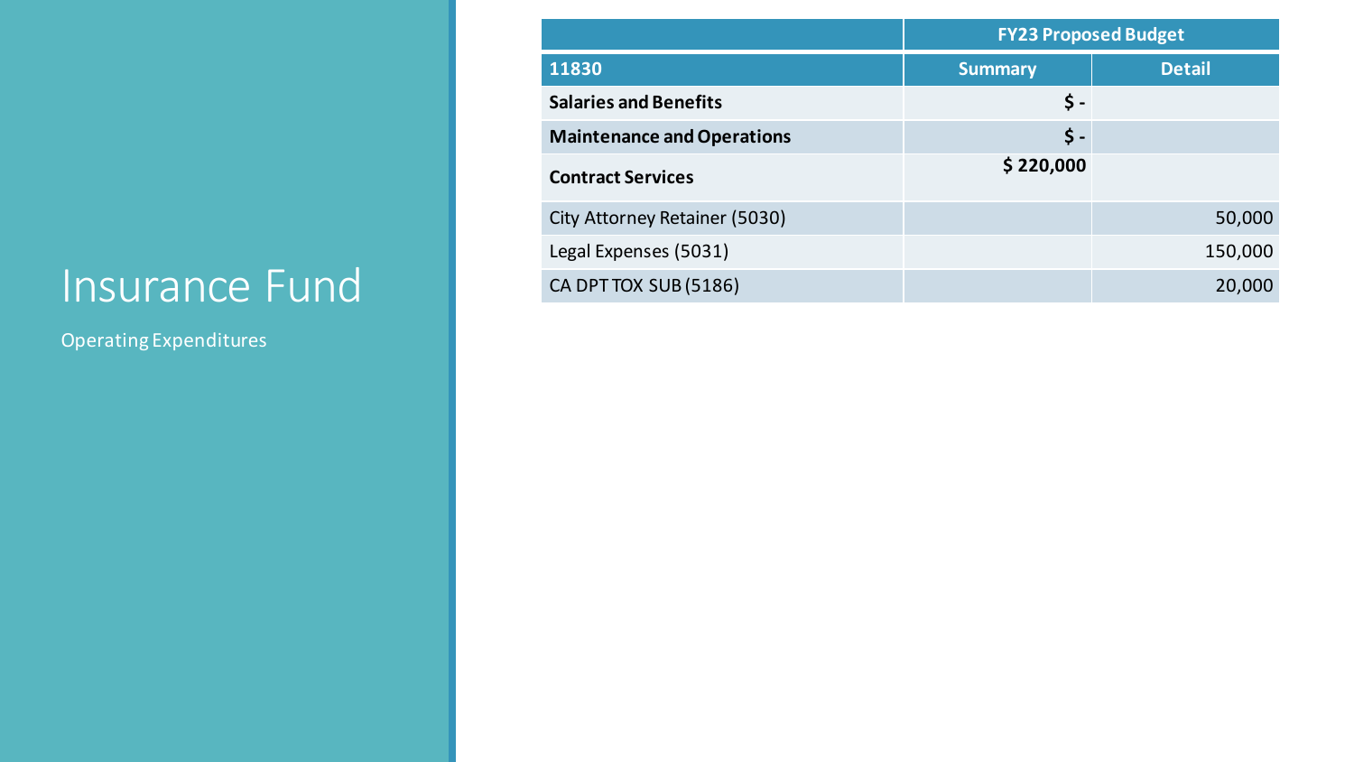# Insurance Fund

Operating Expenditures

| | FY23 Proposed Budget | |
|---|---|---|
| **11830** | **Summary** | **Detail** |
| **Salaries and Benefits** | **$ -** | |
| **Maintenance and Operations** | **$ -** | |
| **Contract Services** | **$ 220,000** | |
| City Attorney Retainer (5030) | | 50,000 |
| Legal Expenses (5031) | | 150,000 |
| CA DPT TOX SUB (5186) | | 20,000 |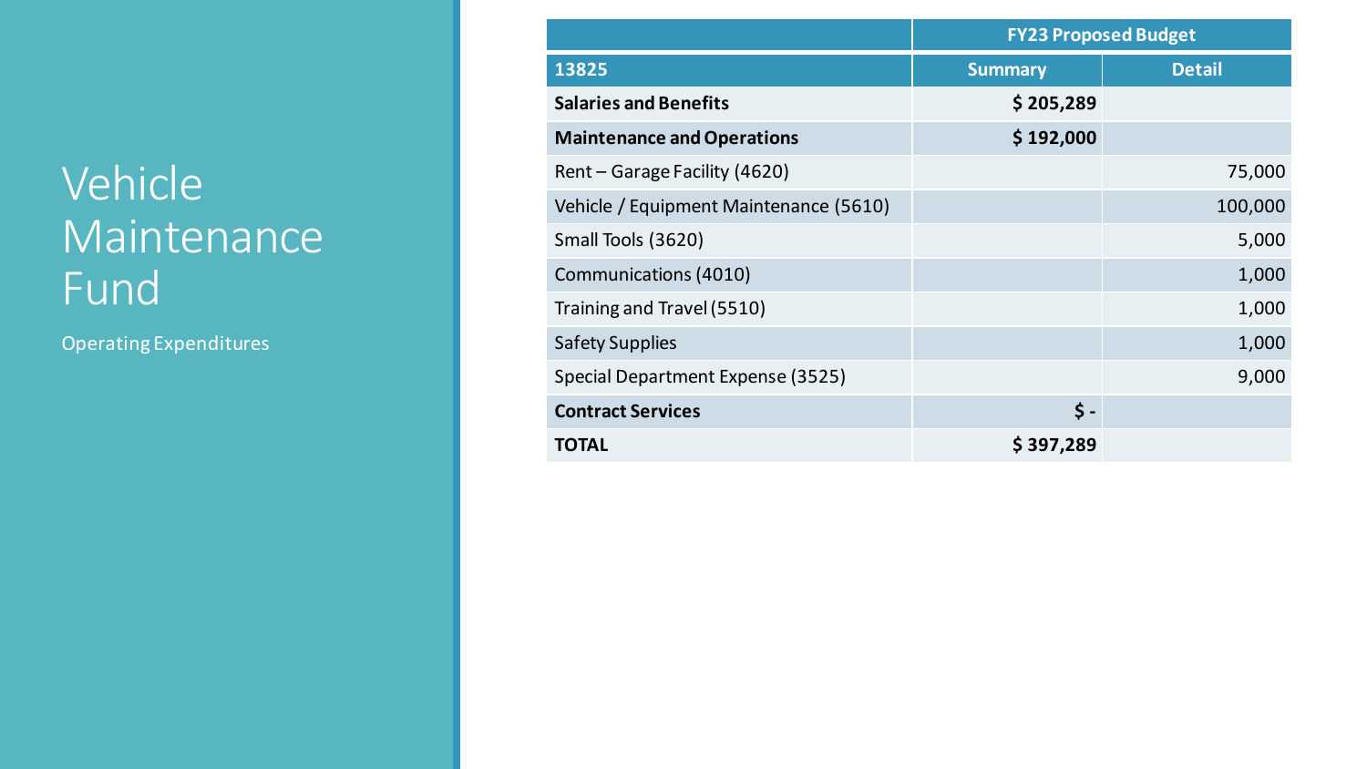# Vehicle Maintenance Fund

Operating Expenditures

| | FY23 Proposed Budget | |
|---|---|---|
| **13825** | **Summary** | **Detail** |
| **Salaries and Benefits** | **$ 205,289** | |
| **Maintenance and Operations** | **$ 192,000** | |
| Rent – Garage Facility (4620) | | 75,000 |
| Vehicle / Equipment Maintenance (5610) | | 100,000 |
| Small Tools (3620) | | 5,000 |
| Communications (4010) | | 1,000 |
| Training and Travel (5510) | | 1,000 |
| Safety Supplies | | 1,000 |
| Special Department Expense (3525) | | 9,000 |
| **Contract Services** | **$ -** | |
| **TOTAL** | **$ 397,289** | |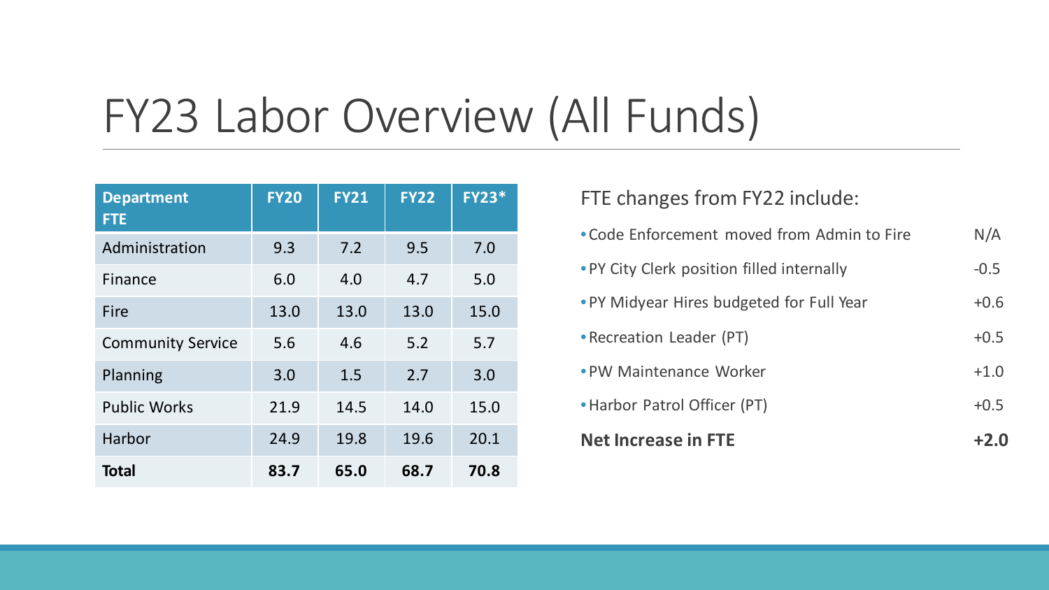# FY23 Labor Overview (All Funds)

| Department FTE | FY20 | FY21 | FY22 | FY23* |
|---|---|---|---|---|
| Administration | 9.3 | 7.2 | 9.5 | 7.0 |
| Finance | 6.0 | 4.0 | 4.7 | 5.0 |
| Fire | 13.0 | 13.0 | 13.0 | 15.0 |
| Community Service | 5.6 | 4.6 | 5.2 | 5.7 |
| Planning | 3.0 | 1.5 | 2.7 | 3.0 |
| Public Works | 21.9 | 14.5 | 14.0 | 15.0 |
| Harbor | 24.9 | 19.8 | 19.6 | 20.1 |
| **Total** | **83.7** | **65.0** | **68.7** | **70.8** |

FTE changes from FY22 include:

| | |
|---|---|
| • Code Enforcement moved from Admin to Fire | N/A |
| • PY City Clerk position filled internally | -0.5 |
| • PY Midyear Hires budgeted for Full Year | +0.6 |
| • Recreation Leader (PT) | +0.5 |
| • PW Maintenance Worker | +1.0 |
| • Harbor Patrol Officer (PT) | +0.5 |
| **Net Increase in FTE** | **+2.0** |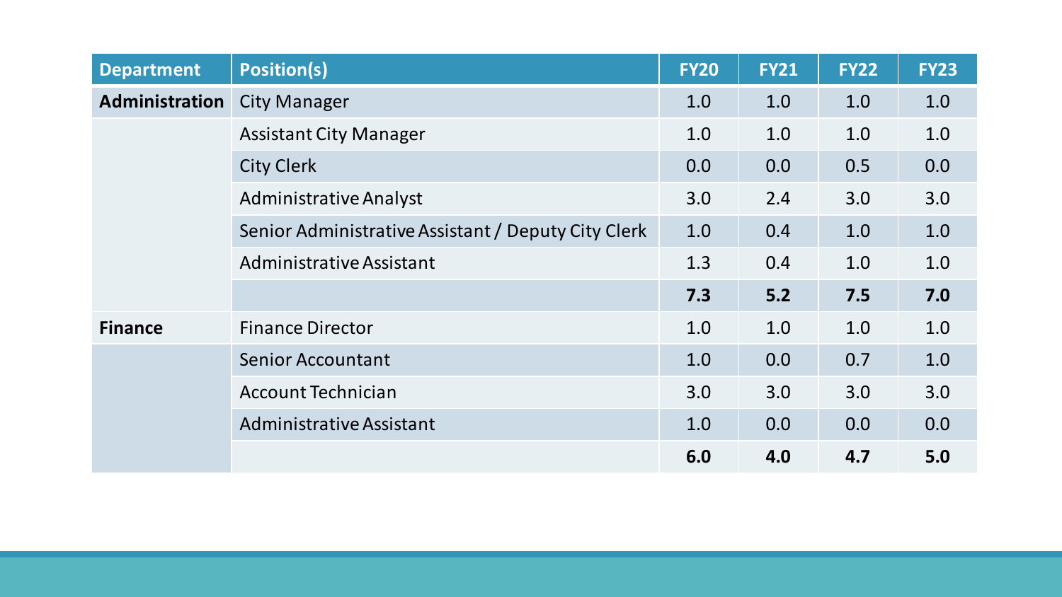| Department | Position(s) | FY20 | FY21 | FY22 | FY23 |
|---|---|---|---|---|---|
| **Administration** | City Manager | 1.0 | 1.0 | 1.0 | 1.0 |
| | Assistant City Manager | 1.0 | 1.0 | 1.0 | 1.0 |
| | City Clerk | 0.0 | 0.0 | 0.5 | 0.0 |
| | Administrative Analyst | 3.0 | 2.4 | 3.0 | 3.0 |
| | Senior Administrative Assistant / Deputy City Clerk | 1.0 | 0.4 | 1.0 | 1.0 |
| | Administrative Assistant | 1.3 | 0.4 | 1.0 | 1.0 |
| | | **7.3** | **5.2** | **7.5** | **7.0** |
| **Finance** | Finance Director | 1.0 | 1.0 | 1.0 | 1.0 |
| | Senior Accountant | 1.0 | 0.0 | 0.7 | 1.0 |
| | Account Technician | 3.0 | 3.0 | 3.0 | 3.0 |
| | Administrative Assistant | 1.0 | 0.0 | 0.0 | 0.0 |
| | | **6.0** | **4.0** | **4.7** | **5.0** |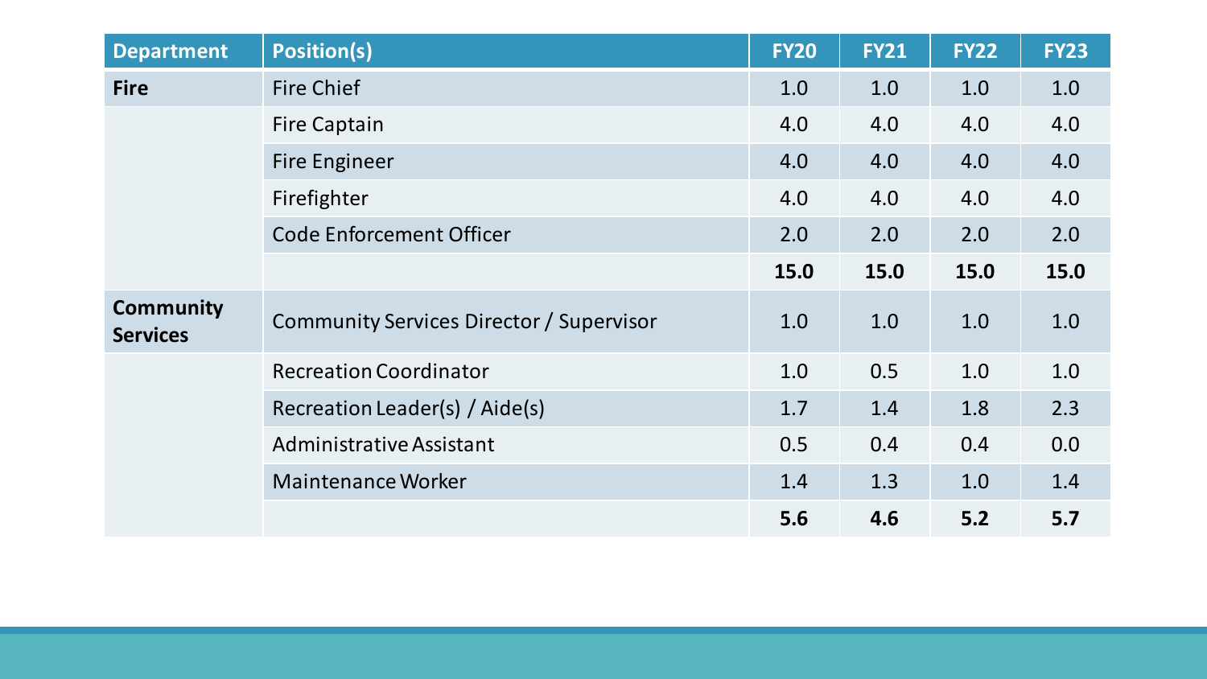| Department | Position(s) | FY20 | FY21 | FY22 | FY23 |
|---|---|---|---|---|---|
| **Fire** | Fire Chief | 1.0 | 1.0 | 1.0 | 1.0 |
| | Fire Captain | 4.0 | 4.0 | 4.0 | 4.0 |
| | Fire Engineer | 4.0 | 4.0 | 4.0 | 4.0 |
| | Firefighter | 4.0 | 4.0 | 4.0 | 4.0 |
| | Code Enforcement Officer | 2.0 | 2.0 | 2.0 | 2.0 |
| | | **15.0** | **15.0** | **15.0** | **15.0** |
| **Community Services** | Community Services Director / Supervisor | 1.0 | 1.0 | 1.0 | 1.0 |
| | Recreation Coordinator | 1.0 | 0.5 | 1.0 | 1.0 |
| | Recreation Leader(s) / Aide(s) | 1.7 | 1.4 | 1.8 | 2.3 |
| | Administrative Assistant | 0.5 | 0.4 | 0.4 | 0.0 |
| | Maintenance Worker | 1.4 | 1.3 | 1.0 | 1.4 |
| | | **5.6** | **4.6** | **5.2** | **5.7** |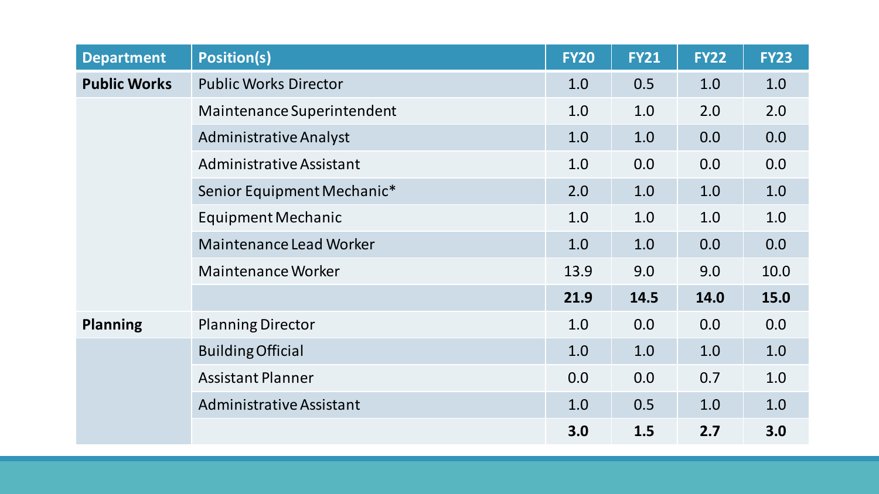| Department | Position(s) | FY20 | FY21 | FY22 | FY23 |
|---|---|---|---|---|---|
| **Public Works** | Public Works Director | 1.0 | 0.5 | 1.0 | 1.0 |
| | Maintenance Superintendent | 1.0 | 1.0 | 2.0 | 2.0 |
| | Administrative Analyst | 1.0 | 1.0 | 0.0 | 0.0 |
| | Administrative Assistant | 1.0 | 0.0 | 0.0 | 0.0 |
| | Senior Equipment Mechanic* | 2.0 | 1.0 | 1.0 | 1.0 |
| | Equipment Mechanic | 1.0 | 1.0 | 1.0 | 1.0 |
| | Maintenance Lead Worker | 1.0 | 1.0 | 0.0 | 0.0 |
| | Maintenance Worker | 13.9 | 9.0 | 9.0 | 10.0 |
| | | **21.9** | **14.5** | **14.0** | **15.0** |
| **Planning** | Planning Director | 1.0 | 0.0 | 0.0 | 0.0 |
| | Building Official | 1.0 | 1.0 | 1.0 | 1.0 |
| | Assistant Planner | 0.0 | 0.0 | 0.7 | 1.0 |
| | Administrative Assistant | 1.0 | 0.5 | 1.0 | 1.0 |
| | | **3.0** | **1.5** | **2.7** | **3.0** |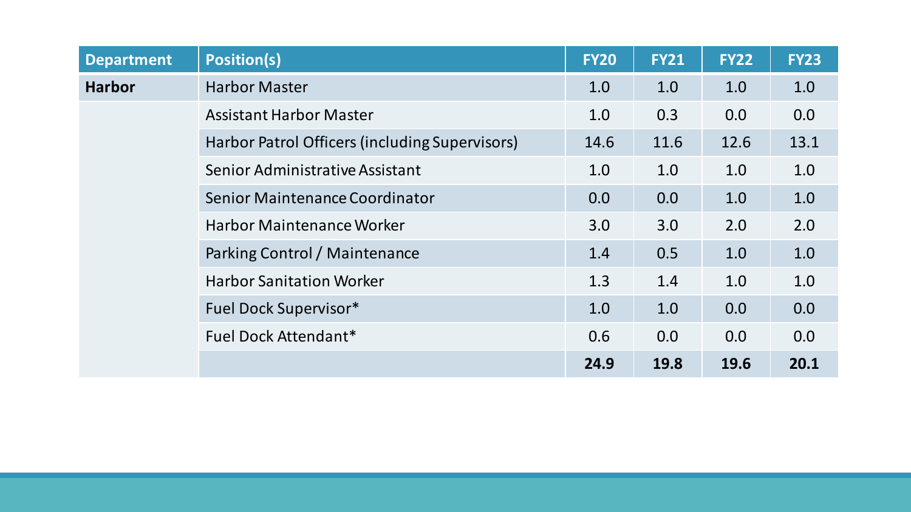| Department | Position(s) | FY20 | FY21 | FY22 | FY23 |
|---|---|---|---|---|---|
| **Harbor** | Harbor Master | 1.0 | 1.0 | 1.0 | 1.0 |
| | Assistant Harbor Master | 1.0 | 0.3 | 0.0 | 0.0 |
| | Harbor Patrol Officers (including Supervisors) | 14.6 | 11.6 | 12.6 | 13.1 |
| | Senior Administrative Assistant | 1.0 | 1.0 | 1.0 | 1.0 |
| | Senior Maintenance Coordinator | 0.0 | 0.0 | 1.0 | 1.0 |
| | Harbor Maintenance Worker | 3.0 | 3.0 | 2.0 | 2.0 |
| | Parking Control / Maintenance | 1.4 | 0.5 | 1.0 | 1.0 |
| | Harbor Sanitation Worker | 1.3 | 1.4 | 1.0 | 1.0 |
| | Fuel Dock Supervisor* | 1.0 | 1.0 | 0.0 | 0.0 |
| | Fuel Dock Attendant* | 0.6 | 0.0 | 0.0 | 0.0 |
| | | **24.9** | **19.8** | **19.6** | **20.1** |